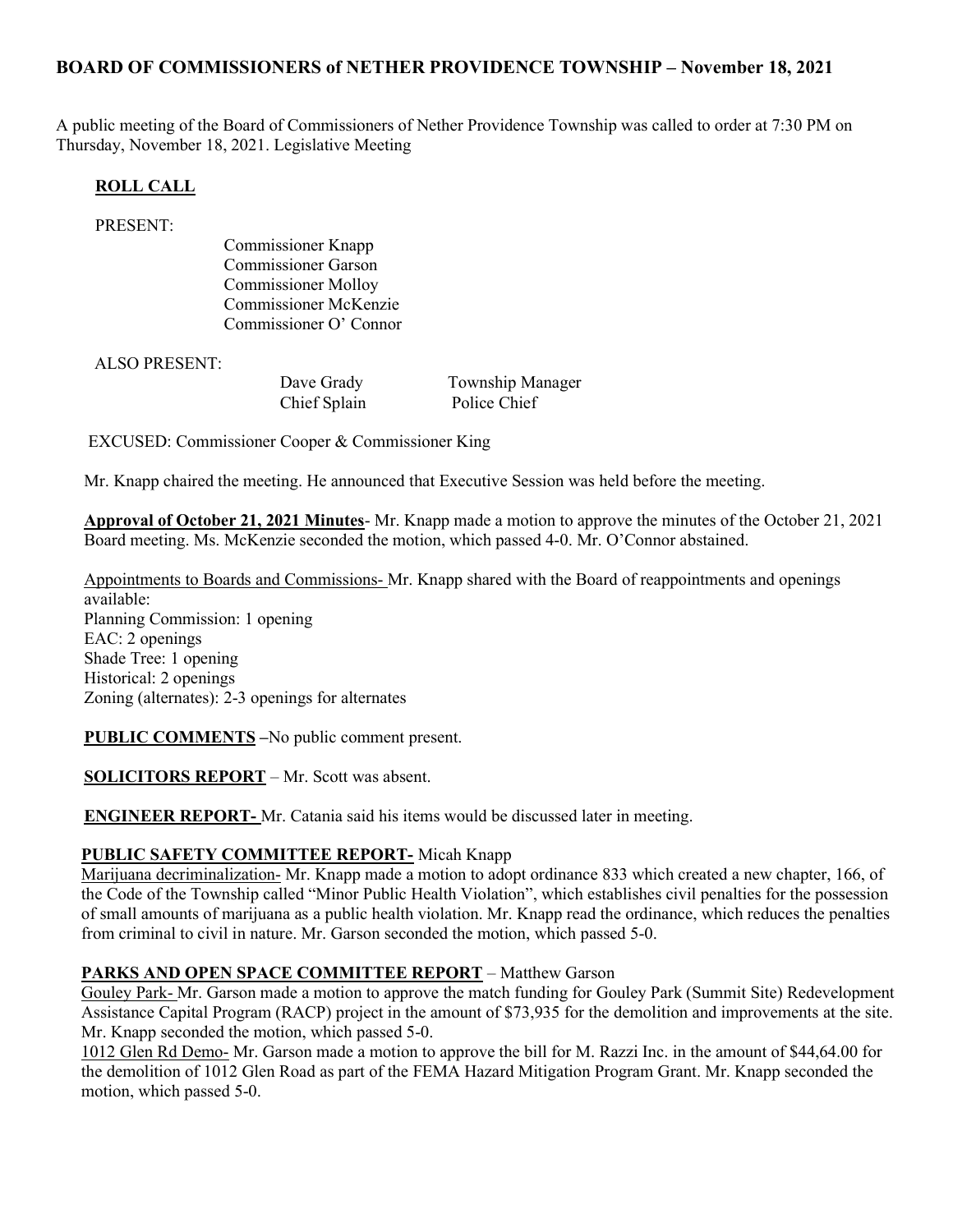## BOARD OF COMMISSIONERS of NETHER PROVIDENCE TOWNSHIP – November 18, 2021

A public meeting of the Board of Commissioners of Nether Providence Township was called to order at 7:30 PM on Thursday, November 18, 2021. Legislative Meeting

### ROLL CALL

PRESENT:

Commissioner Knapp
Commissioner Garson
Commissioner Molloy
Commissioner McKenzie
Commissioner O' Connor

ALSO PRESENT:

| | |
|---|---|
| Dave Grady | Township Manager |
| Chief Splain | Police Chief |

EXCUSED: Commissioner Cooper & Commissioner King

Mr. Knapp chaired the meeting. He announced that Executive Session was held before the meeting.

**Approval of October 21, 2021 Minutes**- Mr. Knapp made a motion to approve the minutes of the October 21, 2021 Board meeting. Ms. McKenzie seconded the motion, which passed 4-0. Mr. O'Connor abstained.

Appointments to Boards and Commissions- Mr. Knapp shared with the Board of reappointments and openings available:
Planning Commission: 1 opening
EAC: 2 openings
Shade Tree: 1 opening
Historical: 2 openings
Zoning (alternates): 2-3 openings for alternates

**PUBLIC COMMENTS** –No public comment present.

**SOLICITORS REPORT** – Mr. Scott was absent.

**ENGINEER REPORT-** Mr. Catania said his items would be discussed later in meeting.

**PUBLIC SAFETY COMMITTEE REPORT-** Micah Knapp

Marijuana decriminalization- Mr. Knapp made a motion to adopt ordinance 833 which created a new chapter, 166, of the Code of the Township called "Minor Public Health Violation", which establishes civil penalties for the possession of small amounts of marijuana as a public health violation. Mr. Knapp read the ordinance, which reduces the penalties from criminal to civil in nature. Mr. Garson seconded the motion, which passed 5-0.

**PARKS AND OPEN SPACE COMMITTEE REPORT** – Matthew Garson

Gouley Park- Mr. Garson made a motion to approve the match funding for Gouley Park (Summit Site) Redevelopment Assistance Capital Program (RACP) project in the amount of $73,935 for the demolition and improvements at the site. Mr. Knapp seconded the motion, which passed 5-0.

1012 Glen Rd Demo- Mr. Garson made a motion to approve the bill for M. Razzi Inc. in the amount of $44,64.00 for the demolition of 1012 Glen Road as part of the FEMA Hazard Mitigation Program Grant. Mr. Knapp seconded the motion, which passed 5-0.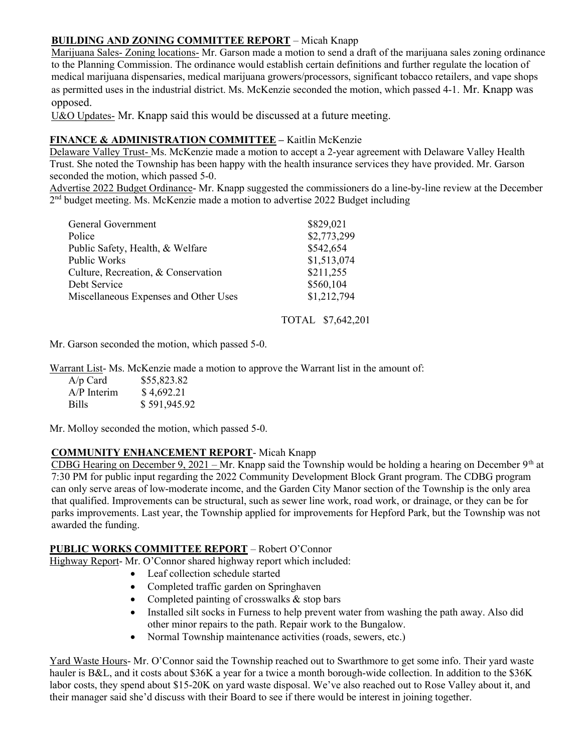**BUILDING AND ZONING COMMITTEE REPORT** – Micah Knapp

Marijuana Sales- Zoning locations- Mr. Garson made a motion to send a draft of the marijuana sales zoning ordinance to the Planning Commission. The ordinance would establish certain definitions and further regulate the location of medical marijuana dispensaries, medical marijuana growers/processors, significant tobacco retailers, and vape shops as permitted uses in the industrial district. Ms. McKenzie seconded the motion, which passed 4-1. Mr. Knapp was opposed.

U&O Updates- Mr. Knapp said this would be discussed at a future meeting.

**FINANCE & ADMINISTRATION COMMITTEE –** Kaitlin McKenzie

Delaware Valley Trust- Ms. McKenzie made a motion to accept a 2-year agreement with Delaware Valley Health Trust. She noted the Township has been happy with the health insurance services they have provided. Mr. Garson seconded the motion, which passed 5-0.

Advertise 2022 Budget Ordinance- Mr. Knapp suggested the commissioners do a line-by-line review at the December 2nd budget meeting. Ms. McKenzie made a motion to advertise 2022 Budget including

| | |
|---|---|
| General Government | \$829,021 |
| Police | \$2,773,299 |
| Public Safety, Health, & Welfare | \$542,654 |
| Public Works | \$1,513,074 |
| Culture, Recreation, & Conservation | \$211,255 |
| Debt Service | \$560,104 |
| Miscellaneous Expenses and Other Uses | \$1,212,794 |
| | TOTAL \$7,642,201 |

Mr. Garson seconded the motion, which passed 5-0.

Warrant List- Ms. McKenzie made a motion to approve the Warrant list in the amount of:

| | |
|---|---|
| A/p Card | \$55,823.82 |
| A/P Interim | \$ 4,692.21 |
| Bills | \$ 591,945.92 |

Mr. Molloy seconded the motion, which passed 5-0.

**COMMUNITY ENHANCEMENT REPORT**- Micah Knapp

CDBG Hearing on December 9, 2021 – Mr. Knapp said the Township would be holding a hearing on December 9th at 7:30 PM for public input regarding the 2022 Community Development Block Grant program. The CDBG program can only serve areas of low-moderate income, and the Garden City Manor section of the Township is the only area that qualified. Improvements can be structural, such as sewer line work, road work, or drainage, or they can be for parks improvements. Last year, the Township applied for improvements for Hepford Park, but the Township was not awarded the funding.

**PUBLIC WORKS COMMITTEE REPORT** – Robert O'Connor

Highway Report- Mr. O'Connor shared highway report which included:

- Leaf collection schedule started
- Completed traffic garden on Springhaven
- Completed painting of crosswalks & stop bars
- Installed silt socks in Furness to help prevent water from washing the path away. Also did other minor repairs to the path. Repair work to the Bungalow.
- Normal Township maintenance activities (roads, sewers, etc.)

Yard Waste Hours- Mr. O'Connor said the Township reached out to Swarthmore to get some info. Their yard waste hauler is B&L, and it costs about \$36K a year for a twice a month borough-wide collection. In addition to the \$36K labor costs, they spend about \$15-20K on yard waste disposal. We've also reached out to Rose Valley about it, and their manager said she'd discuss with their Board to see if there would be interest in joining together.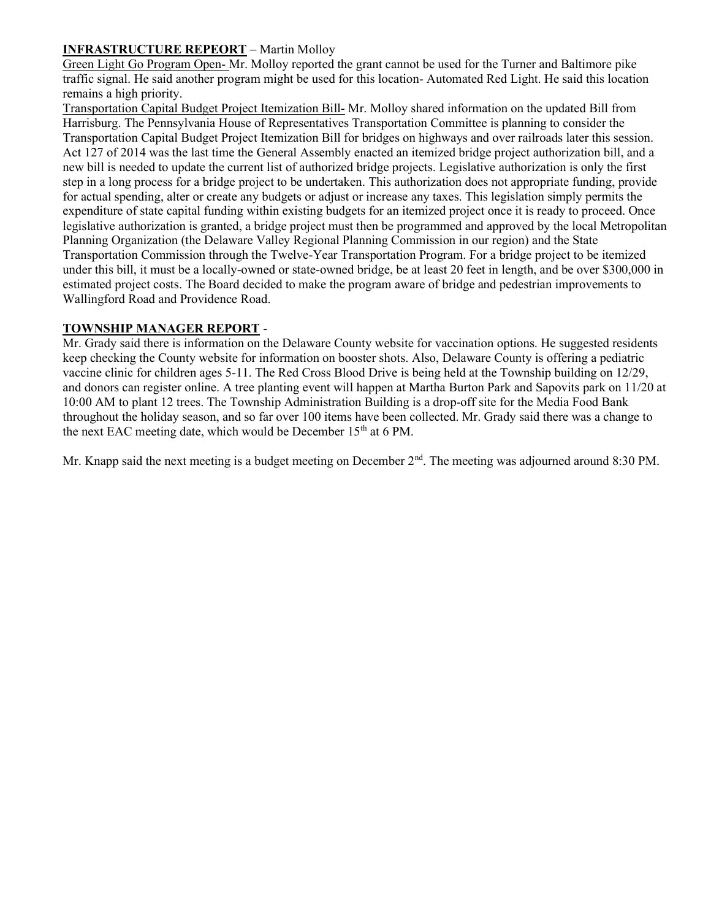**INFRASTRUCTURE REPEORT** – Martin Molloy

Green Light Go Program Open- Mr. Molloy reported the grant cannot be used for the Turner and Baltimore pike traffic signal. He said another program might be used for this location- Automated Red Light. He said this location remains a high priority.

Transportation Capital Budget Project Itemization Bill- Mr. Molloy shared information on the updated Bill from Harrisburg. The Pennsylvania House of Representatives Transportation Committee is planning to consider the Transportation Capital Budget Project Itemization Bill for bridges on highways and over railroads later this session. Act 127 of 2014 was the last time the General Assembly enacted an itemized bridge project authorization bill, and a new bill is needed to update the current list of authorized bridge projects. Legislative authorization is only the first step in a long process for a bridge project to be undertaken. This authorization does not appropriate funding, provide for actual spending, alter or create any budgets or adjust or increase any taxes. This legislation simply permits the expenditure of state capital funding within existing budgets for an itemized project once it is ready to proceed. Once legislative authorization is granted, a bridge project must then be programmed and approved by the local Metropolitan Planning Organization (the Delaware Valley Regional Planning Commission in our region) and the State Transportation Commission through the Twelve-Year Transportation Program. For a bridge project to be itemized under this bill, it must be a locally-owned or state-owned bridge, be at least 20 feet in length, and be over $300,000 in estimated project costs. The Board decided to make the program aware of bridge and pedestrian improvements to Wallingford Road and Providence Road.

**TOWNSHIP MANAGER REPORT** -

Mr. Grady said there is information on the Delaware County website for vaccination options. He suggested residents keep checking the County website for information on booster shots. Also, Delaware County is offering a pediatric vaccine clinic for children ages 5-11. The Red Cross Blood Drive is being held at the Township building on 12/29, and donors can register online. A tree planting event will happen at Martha Burton Park and Sapovits park on 11/20 at 10:00 AM to plant 12 trees. The Township Administration Building is a drop-off site for the Media Food Bank throughout the holiday season, and so far over 100 items have been collected. Mr. Grady said there was a change to the next EAC meeting date, which would be December 15th at 6 PM.

Mr. Knapp said the next meeting is a budget meeting on December 2nd. The meeting was adjourned around 8:30 PM.